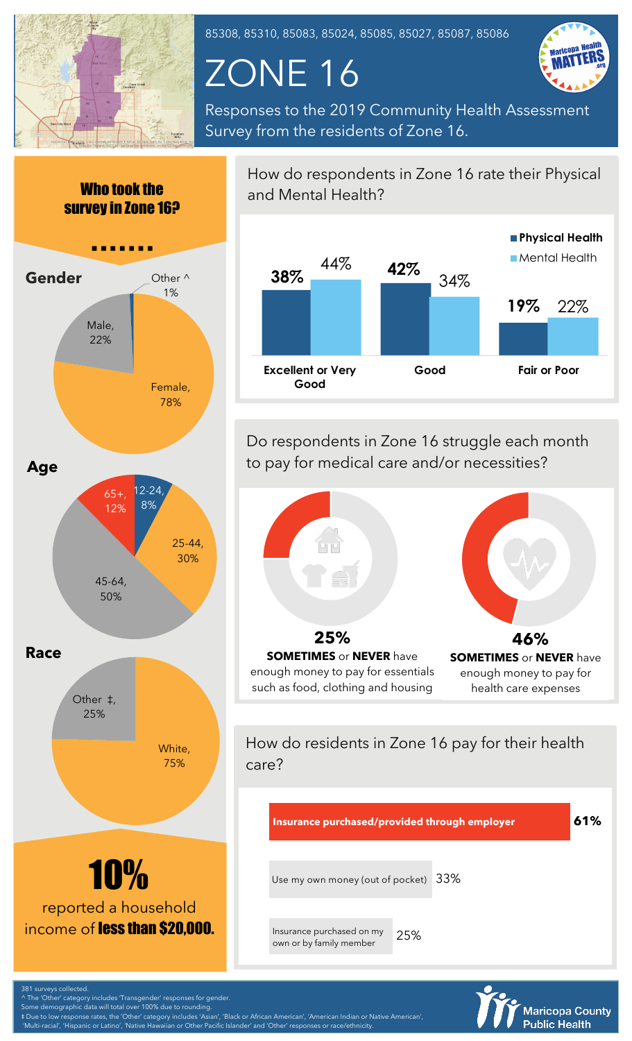85308, 85310, 85083, 85024, 85085, 85027, 85087, 85086

# ZONE 16

Responses to the 2019 Community Health Assessment Survey from the residents of Zone 16.

## Who took the survey in Zone 16?

### Gender

| Category | Percent |
| --- | --- |
| Female | 78% |
| Male | 22% |
| Other ^ | 1% |

### Age

| Category | Percent |
| --- | --- |
| 12-24 | 8% |
| 25-44 | 30% |
| 45-64 | 50% |
| 65+ | 12% |

### Race

| Category | Percent |
| --- | --- |
| White | 75% |
| Other ‡ | 25% |

# 10%

reported a household income of **less than $20,000.**

## How do respondents in Zone 16 rate their Physical and Mental Health?

| Rating | Physical Health | Mental Health |
| --- | --- | --- |
| Excellent or Very Good | 38% | 44% |
| Good | 42% | 34% |
| Fair or Poor | 19% | 22% |

## Do respondents in Zone 16 struggle each month to pay for medical care and/or necessities?

**25%**
**SOMETIMES** or **NEVER** have enough money to pay for essentials such as food, clothing and housing

**46%**
**SOMETIMES** or **NEVER** have enough money to pay for health care expenses

## How do residents in Zone 16 pay for their health care?

| Payment method | Percent |
| --- | --- |
| **Insurance purchased/provided through employer** | **61%** |
| Use my own money (out of pocket) | 33% |
| Insurance purchased on my own or by family member | 25% |

381 surveys collected.
^ The 'Other' category includes 'Transgender' responses for gender.
Some demographic data will total over 100% due to rounding.
‡ Due to low response rates, the 'Other' category includes 'Asian', 'Black or African American', 'American Indian or Native American', 'Multi-racial', 'Hispanic or Latino', 'Native Hawaiian or Other Pacific Islander' and 'Other' responses or race/ethnicity.

Maricopa County Public Health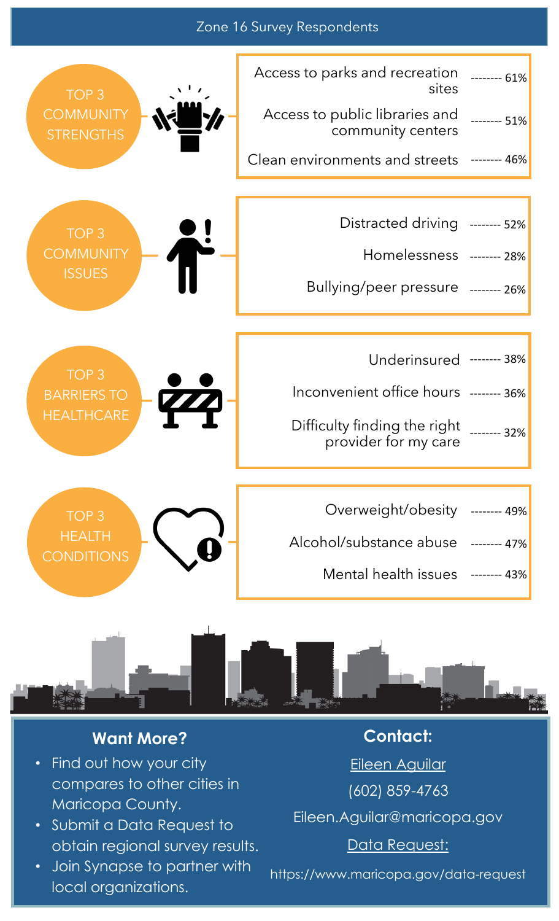## Zone 16 Survey Respondents

### TOP 3 COMMUNITY STRENGTHS

- Access to parks and recreation sites -------- 61%
- Access to public libraries and community centers -------- 51%
- Clean environments and streets -------- 46%

### TOP 3 COMMUNITY ISSUES

- Distracted driving -------- 52%
- Homelessness -------- 28%
- Bullying/peer pressure -------- 26%

### TOP 3 BARRIERS TO HEALTHCARE

- Underinsured -------- 38%
- Inconvenient office hours -------- 36%
- Difficulty finding the right provider for my care -------- 32%

### TOP 3 HEALTH CONDITIONS

- Overweight/obesity -------- 49%
- Alcohol/substance abuse -------- 47%
- Mental health issues -------- 43%

## Want More?

- Find out how your city compares to other cities in Maricopa County.
- Submit a Data Request to obtain regional survey results.
- Join Synapse to partner with local organizations.

## Contact:

Eileen Aguilar

(602) 859-4763

Eileen.Aguilar@maricopa.gov

Data Request:

https://www.maricopa.gov/data-request